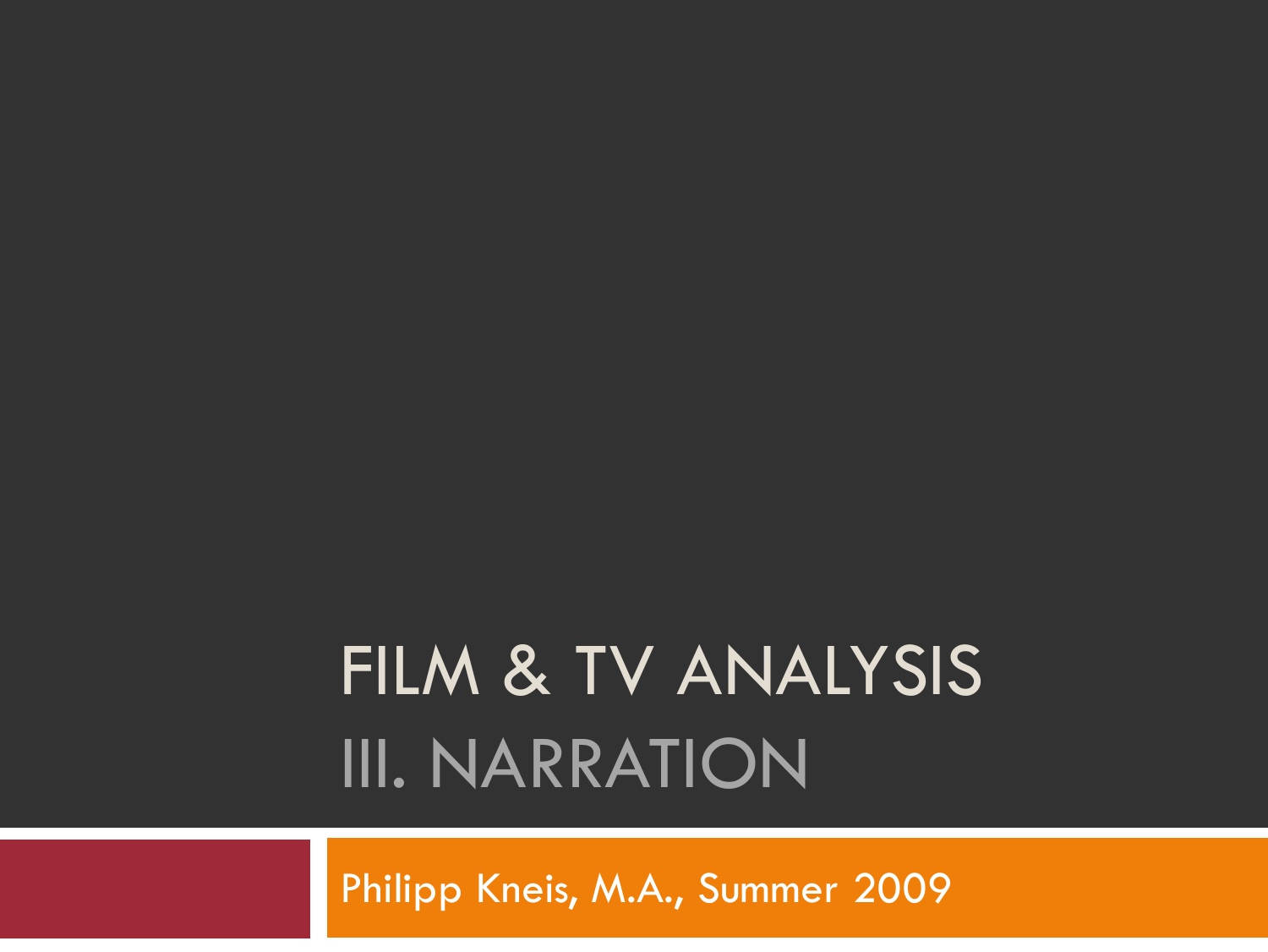# FILM & TV ANALYSIS

## III. NARRATION

Philipp Kneis, M.A., Summer 2009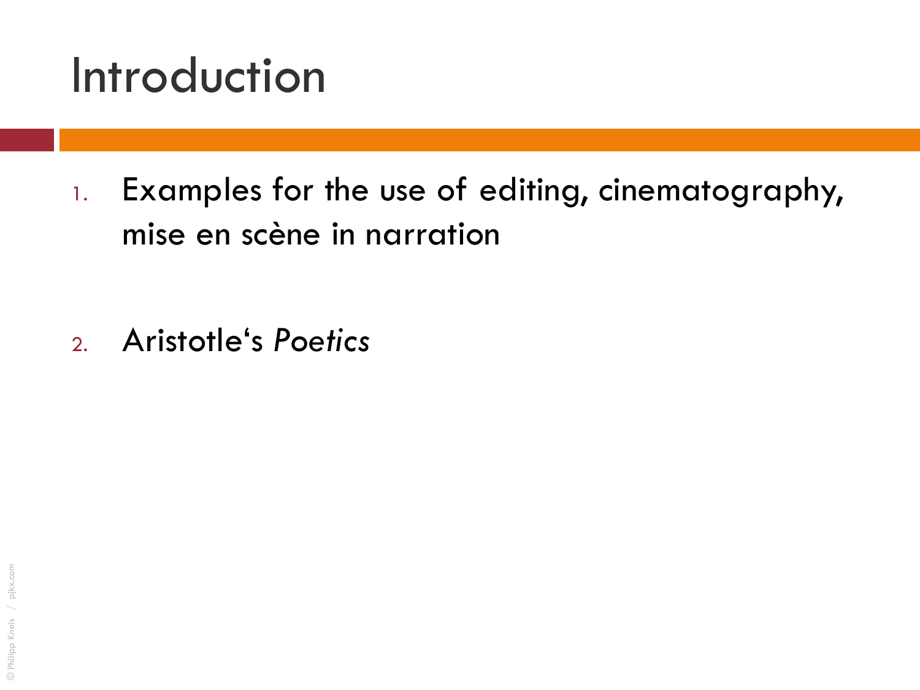# Introduction

1. Examples for the use of editing, cinematography, mise en scène in narration

2. Aristotle's *Poetics*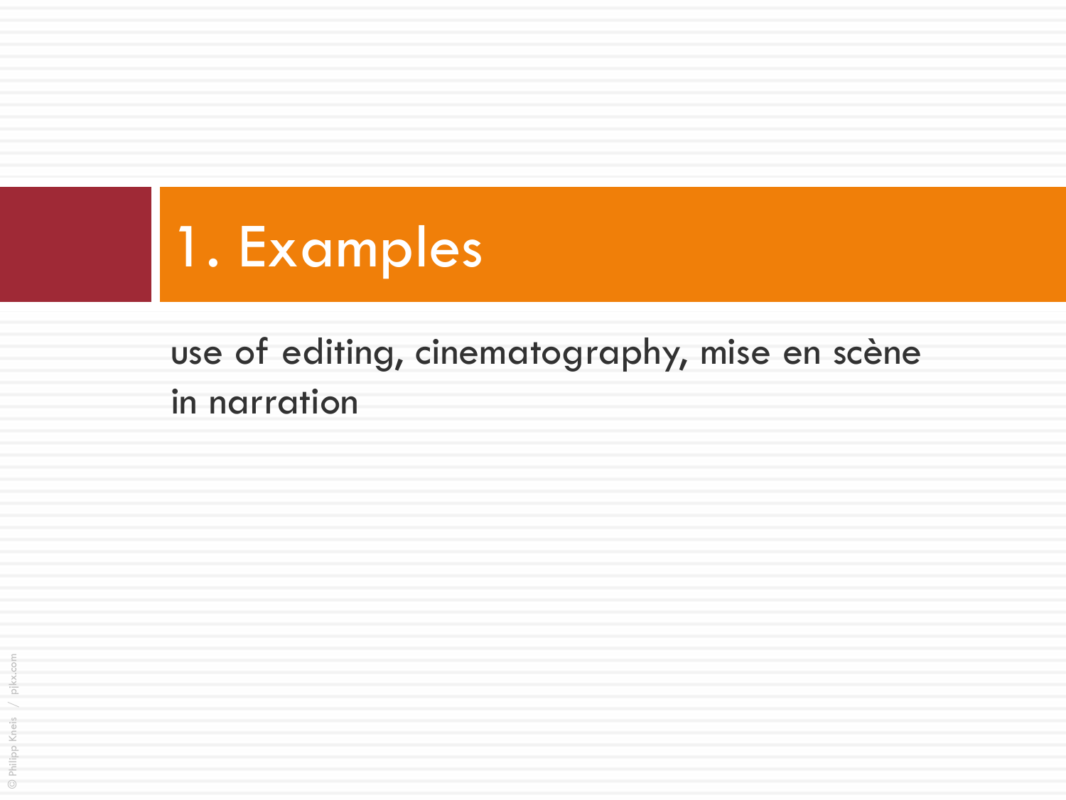# 1. Examples

use of editing, cinematography, mise en scène in narration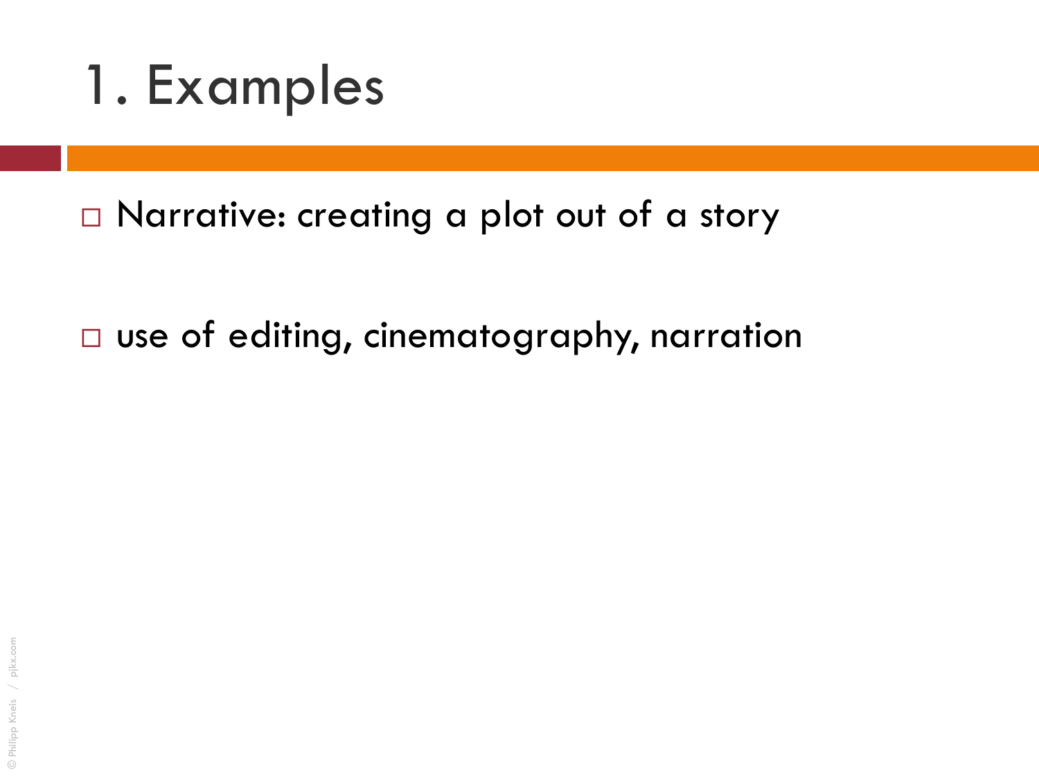# 1. Examples

- Narrative: creating a plot out of a story

- use of editing, cinematography, narration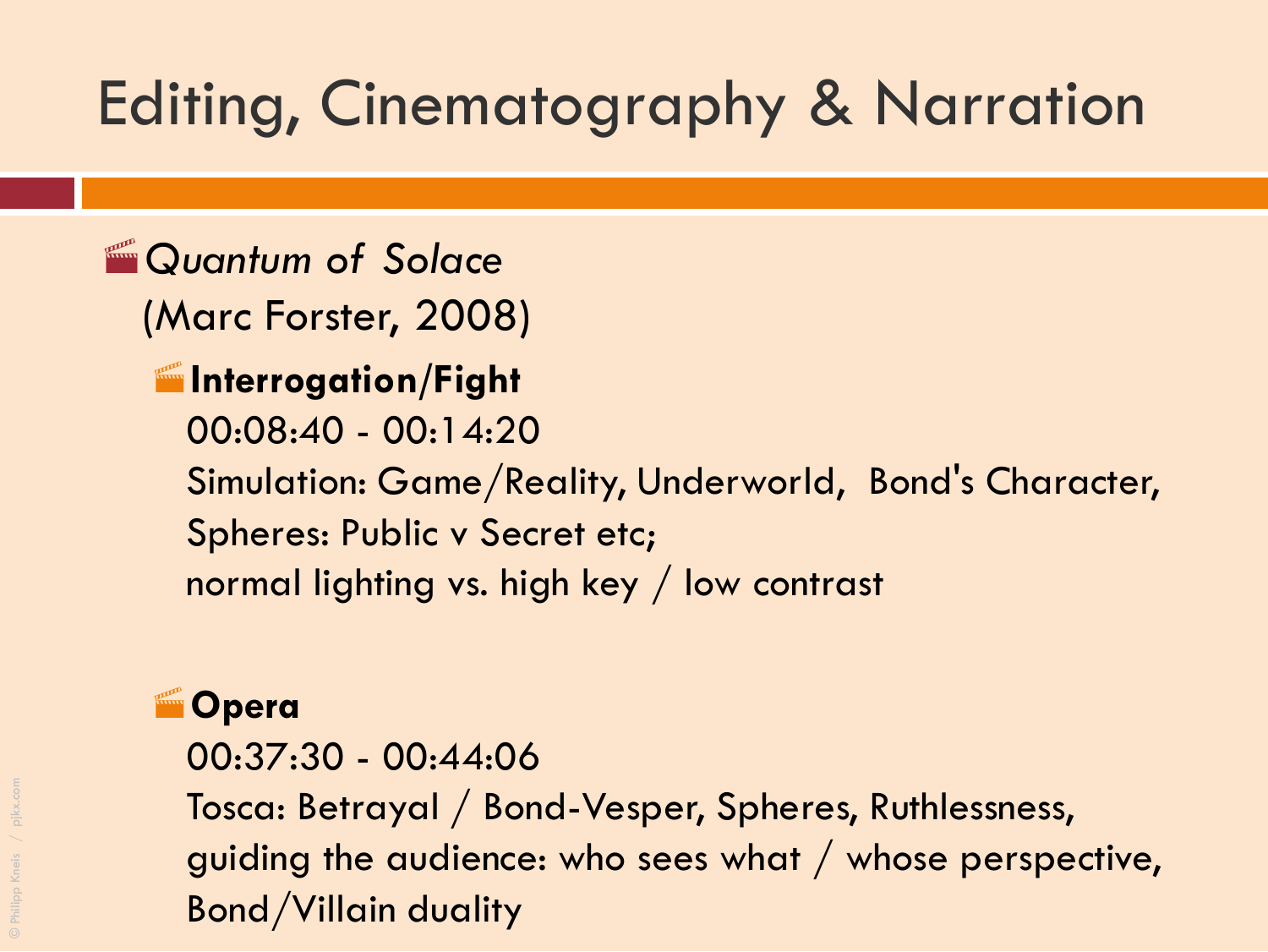# Editing, Cinematography & Narration

- *Quantum of Solace* (Marc Forster, 2008)
  - **Interrogation/Fight**
    00:08:40 - 00:14:20
    Simulation: Game/Reality, Underworld, Bond's Character, Spheres: Public v Secret etc;
    normal lighting vs. high key / low contrast
  - **Opera**
    00:37:30 - 00:44:06
    Tosca: Betrayal / Bond-Vesper, Spheres, Ruthlessness, guiding the audience: who sees what / whose perspective, Bond/Villain duality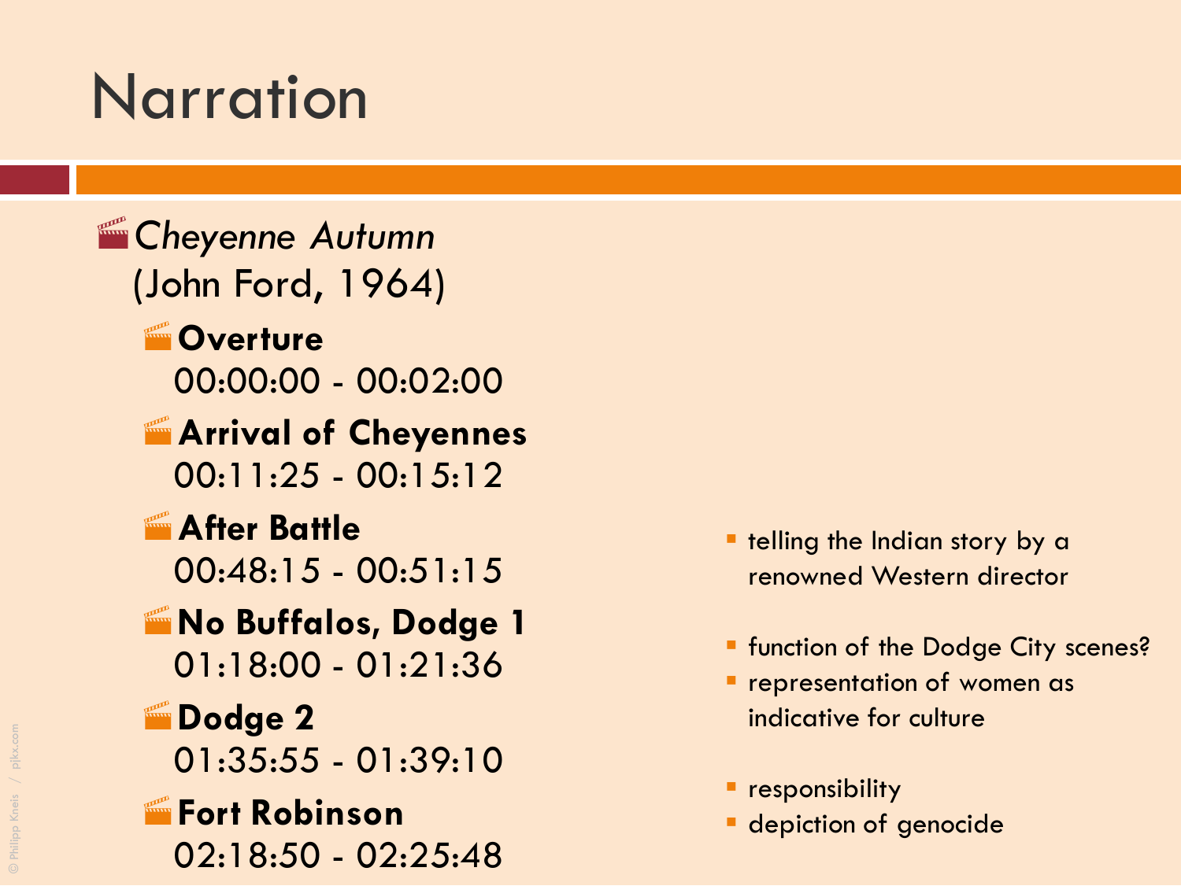# Narration

- *Cheyenne Autumn* (John Ford, 1964)
  - **Overture**
    00:00:00 - 00:02:00
  - **Arrival of Cheyennes**
    00:11:25 - 00:15:12
  - **After Battle**
    00:48:15 - 00:51:15
  - **No Buffalos, Dodge 1**
    01:18:00 - 01:21:36
  - **Dodge 2**
    01:35:55 - 01:39:10
  - **Fort Robinson**
    02:18:50 - 02:25:48

- telling the Indian story by a renowned Western director

- function of the Dodge City scenes?
- representation of women as indicative for culture

- responsibility
- depiction of genocide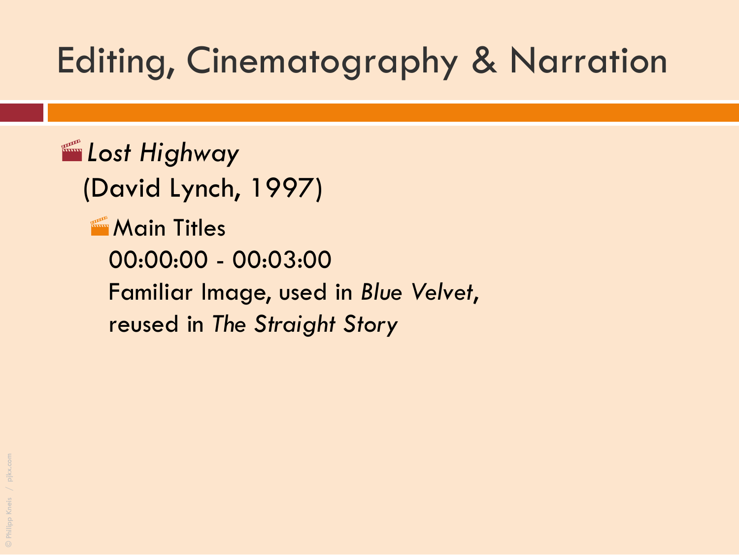# Editing, Cinematography & Narration

- *Lost Highway*
  (David Lynch, 1997)
  - Main Titles
    00:00:00 - 00:03:00
    Familiar Image, used in *Blue Velvet*,
    reused in *The Straight Story*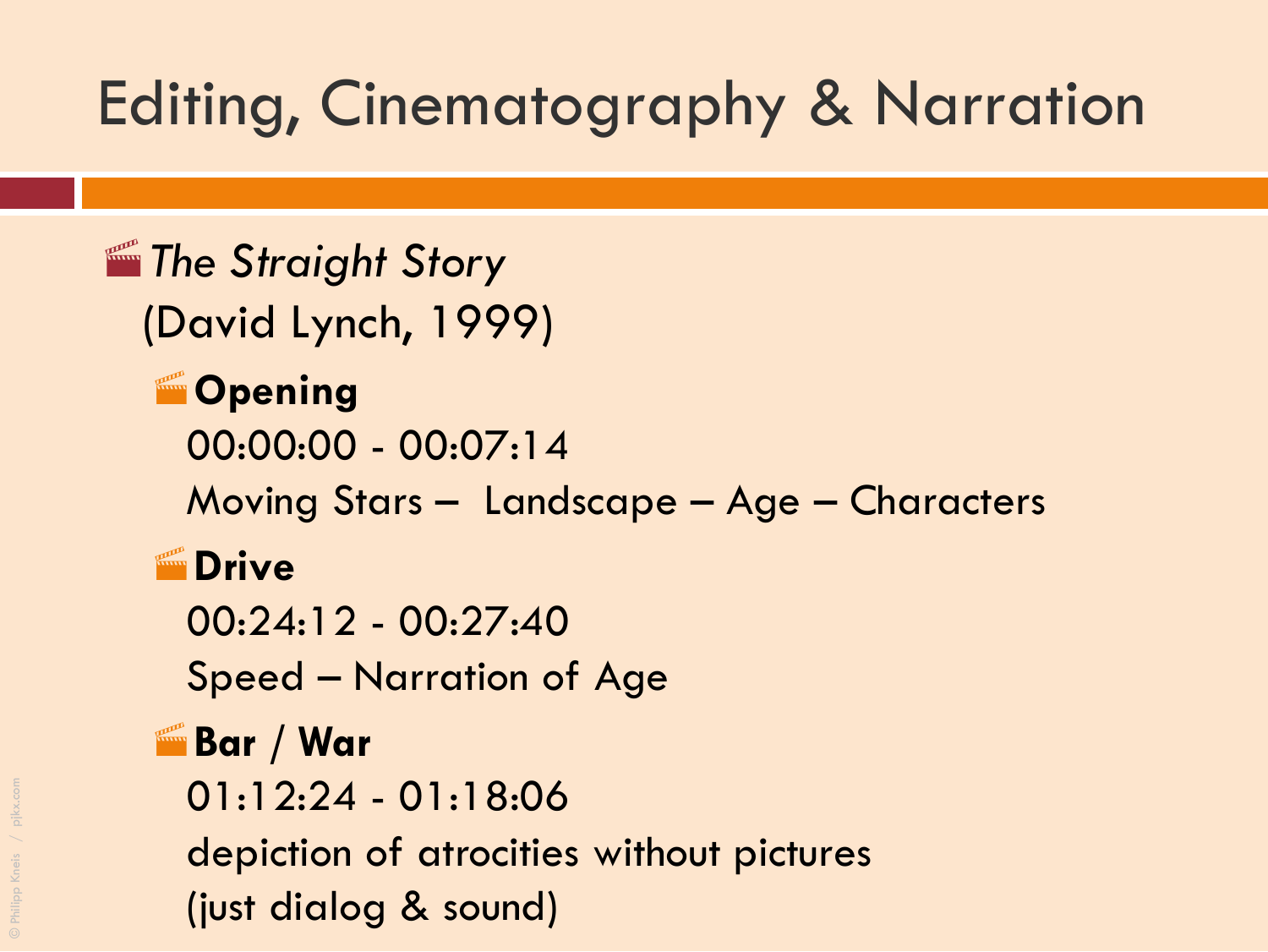# Editing, Cinematography & Narration

- *The Straight Story* (David Lynch, 1999)
  - **Opening**
    00:00:00 - 00:07:14
    Moving Stars – Landscape – Age – Characters
  - **Drive**
    00:24:12 - 00:27:40
    Speed – Narration of Age
  - **Bar / War**
    01:12:24 - 01:18:06
    depiction of atrocities without pictures
    (just dialog & sound)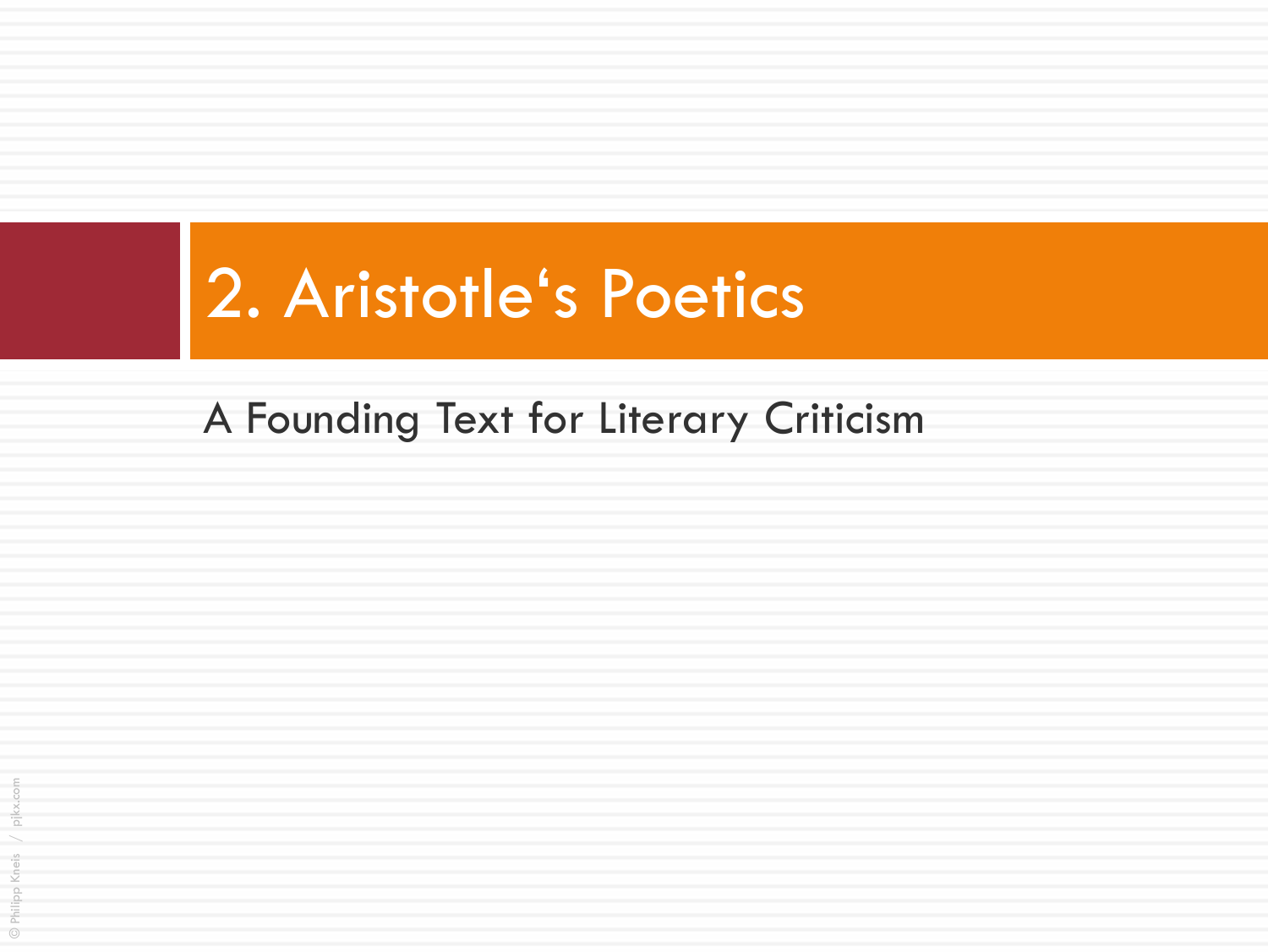# 2. Aristotle‘s Poetics

A Founding Text for Literary Criticism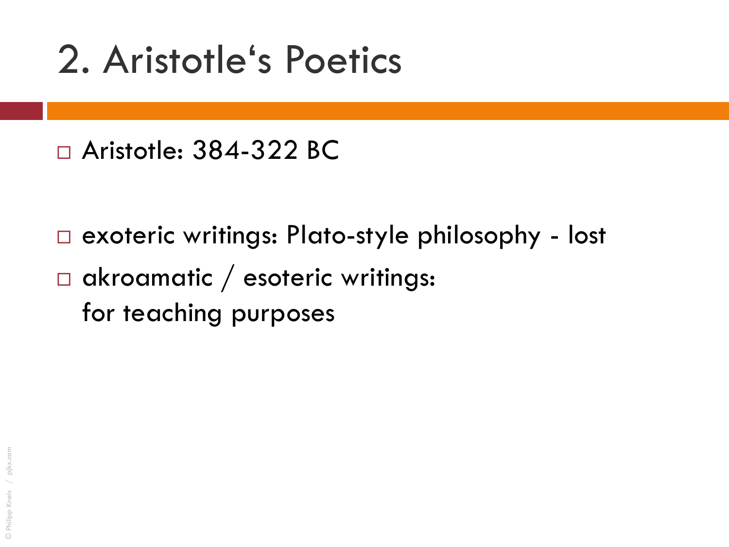# 2. Aristotle's Poetics

- Aristotle: 384-322 BC

- exoteric writings: Plato-style philosophy - lost
- akroamatic / esoteric writings:
  for teaching purposes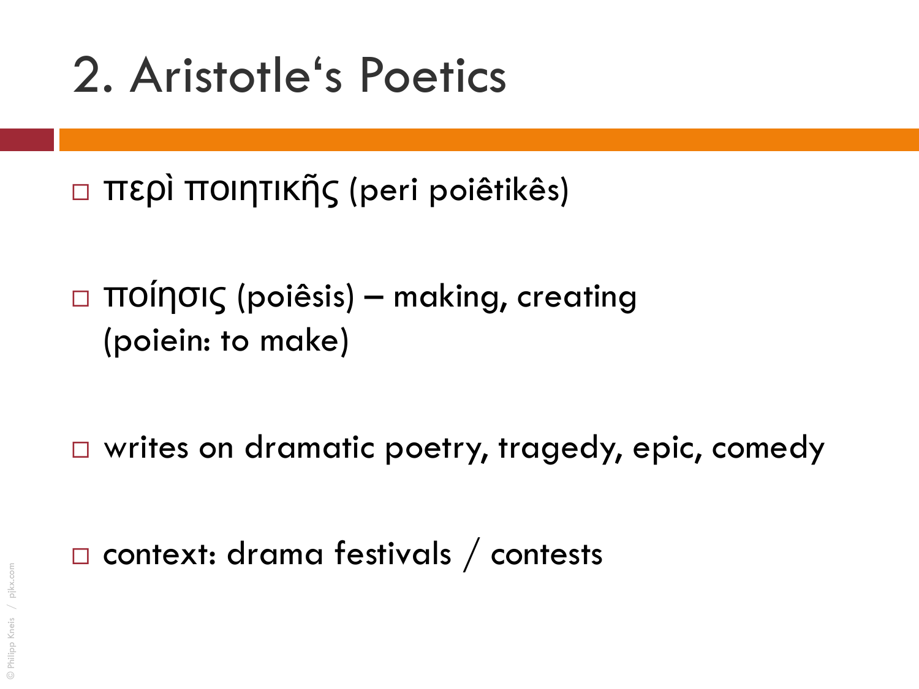# 2. Aristotle‘s Poetics

- περὶ ποιητικῆς (peri poiêtikês)
- ποίησις (poiêsis) – making, creating (poiein: to make)
- writes on dramatic poetry, tragedy, epic, comedy
- context: drama festivals / contests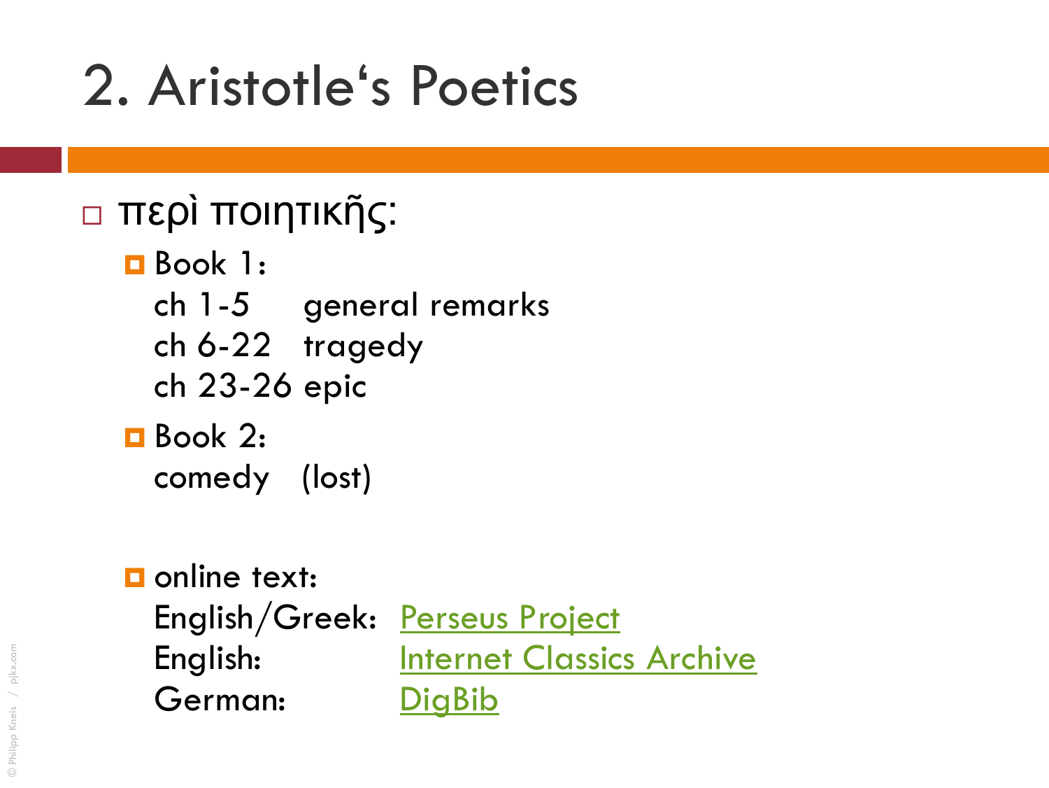# 2. Aristotle's Poetics

- περὶ ποιητικῆς:
  - Book 1:
    ch 1-5 general remarks
    ch 6-22 tragedy
    ch 23-26 epic
  - Book 2:
    comedy (lost)

  - online text:
    English/Greek: Perseus Project
    English: Internet Classics Archive
    German: DigBib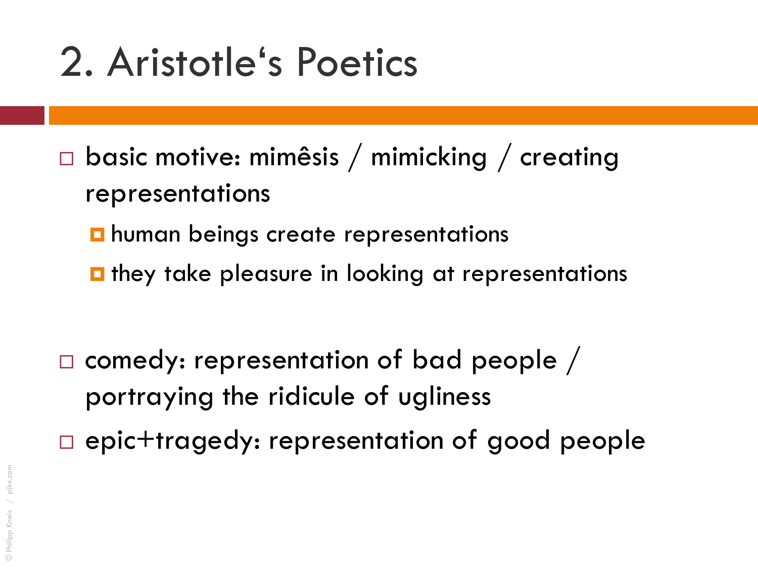# 2. Aristotle‘s Poetics

- basic motive: mimêsis / mimicking / creating representations
  - human beings create representations
  - they take pleasure in looking at representations

- comedy: representation of bad people / portraying the ridicule of ugliness
- epic+tragedy: representation of good people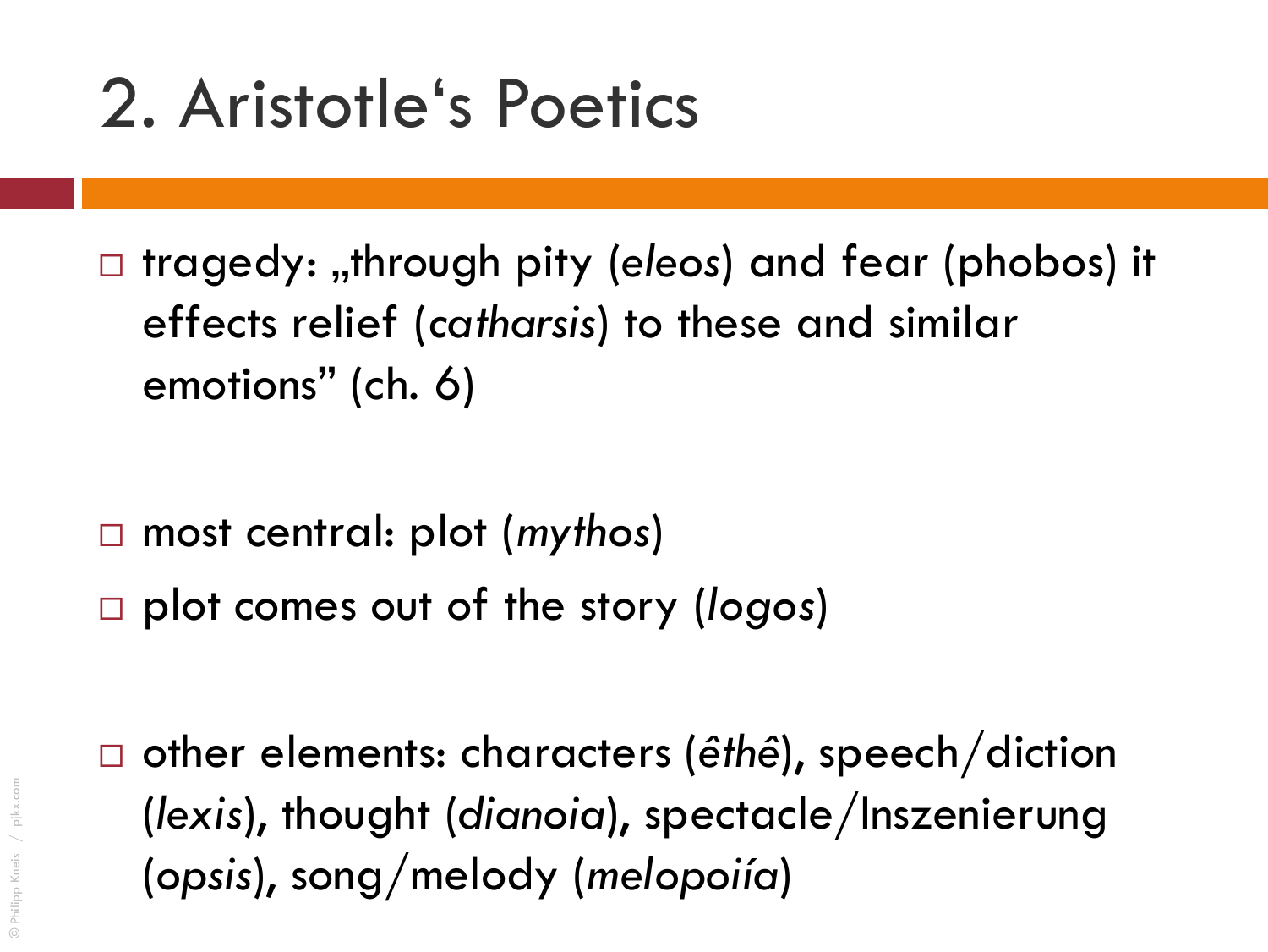# 2. Aristotle‘s Poetics

- tragedy: „through pity (*eleos*) and fear (phobos) it effects relief (*catharsis*) to these and similar emotions” (ch. 6)

- most central: plot (*mythos*)
- plot comes out of the story (*logos*)

- other elements: characters (*êthê*), speech/diction (*lexis*), thought (*dianoia*), spectacle/Inszenierung (*opsis*), song/melody (*melopoiía*)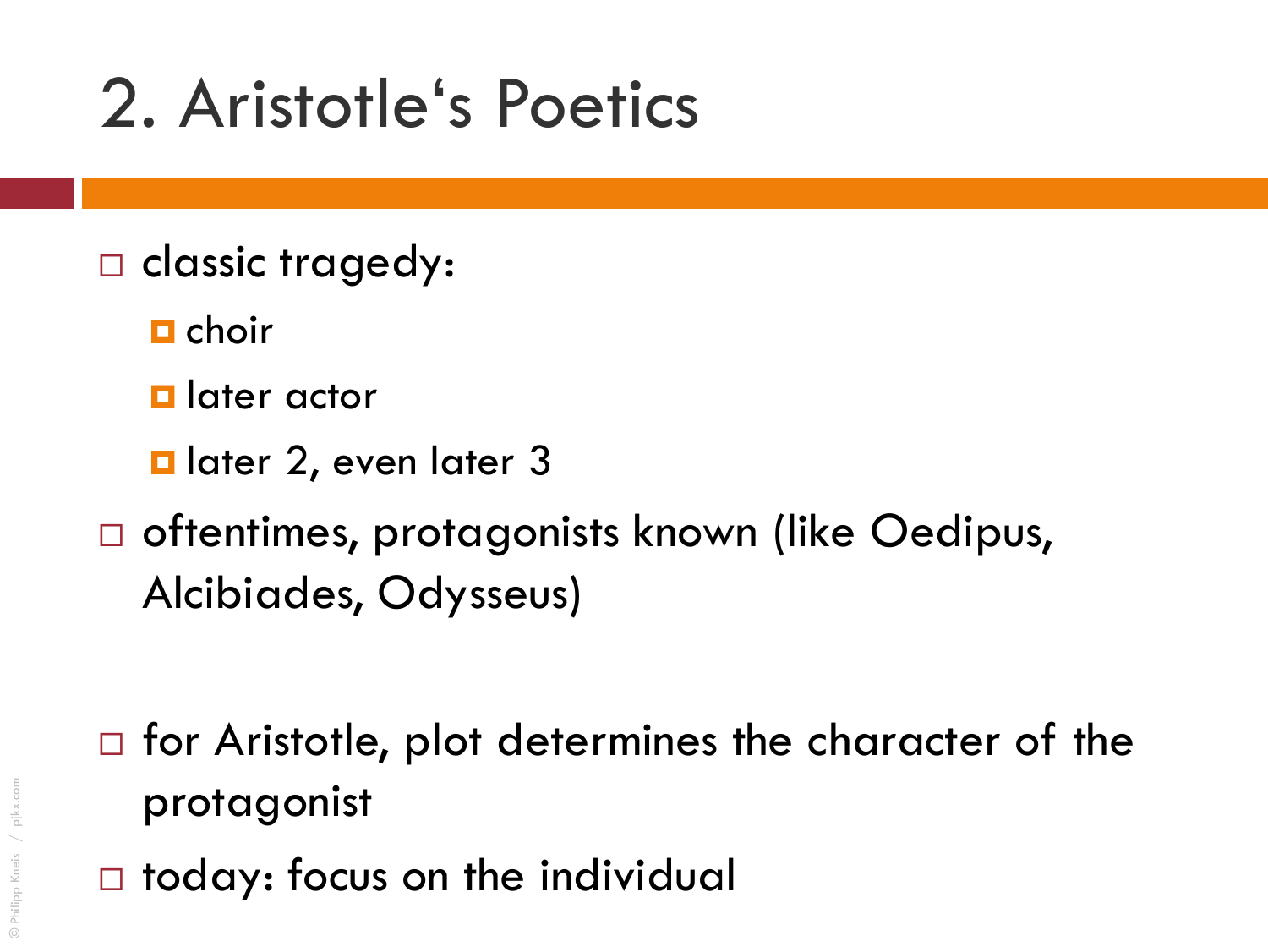# 2. Aristotle‘s Poetics

- classic tragedy:
  - choir
  - later actor
  - later 2, even later 3
- oftentimes, protagonists known (like Oedipus, Alcibiades, Odysseus)

- for Aristotle, plot determines the character of the protagonist
- today: focus on the individual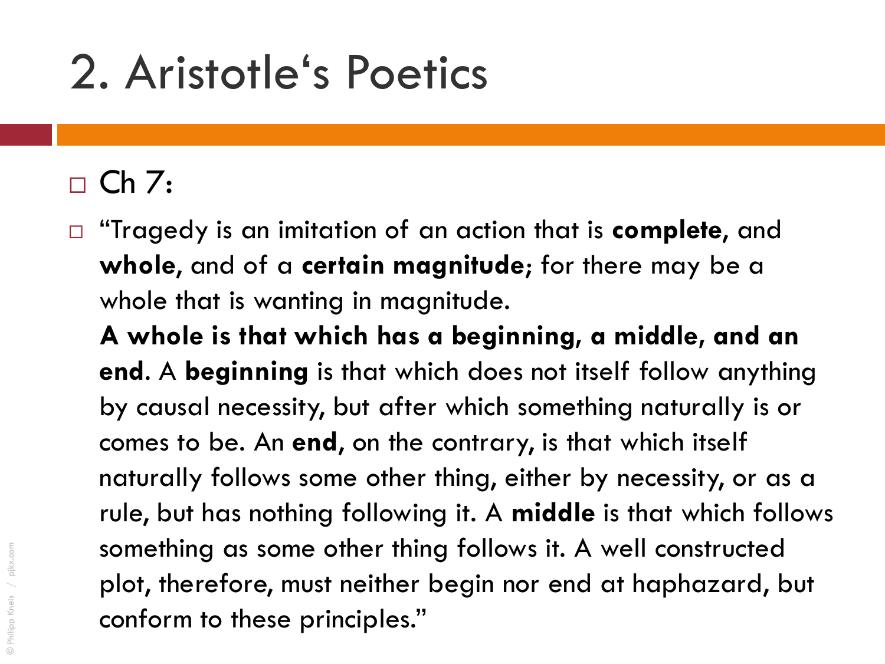# 2. Aristotle's Poetics

- Ch 7:
- "Tragedy is an imitation of an action that is **complete**, and **whole**, and of a **certain magnitude**; for there may be a whole that is wanting in magnitude.
  **A whole is that which has a beginning, a middle, and an end**. A **beginning** is that which does not itself follow anything by causal necessity, but after which something naturally is or comes to be. An **end**, on the contrary, is that which itself naturally follows some other thing, either by necessity, or as a rule, but has nothing following it. A **middle** is that which follows something as some other thing follows it. A well constructed plot, therefore, must neither begin nor end at haphazard, but conform to these principles."

© Philipp Kneis / pjkx.com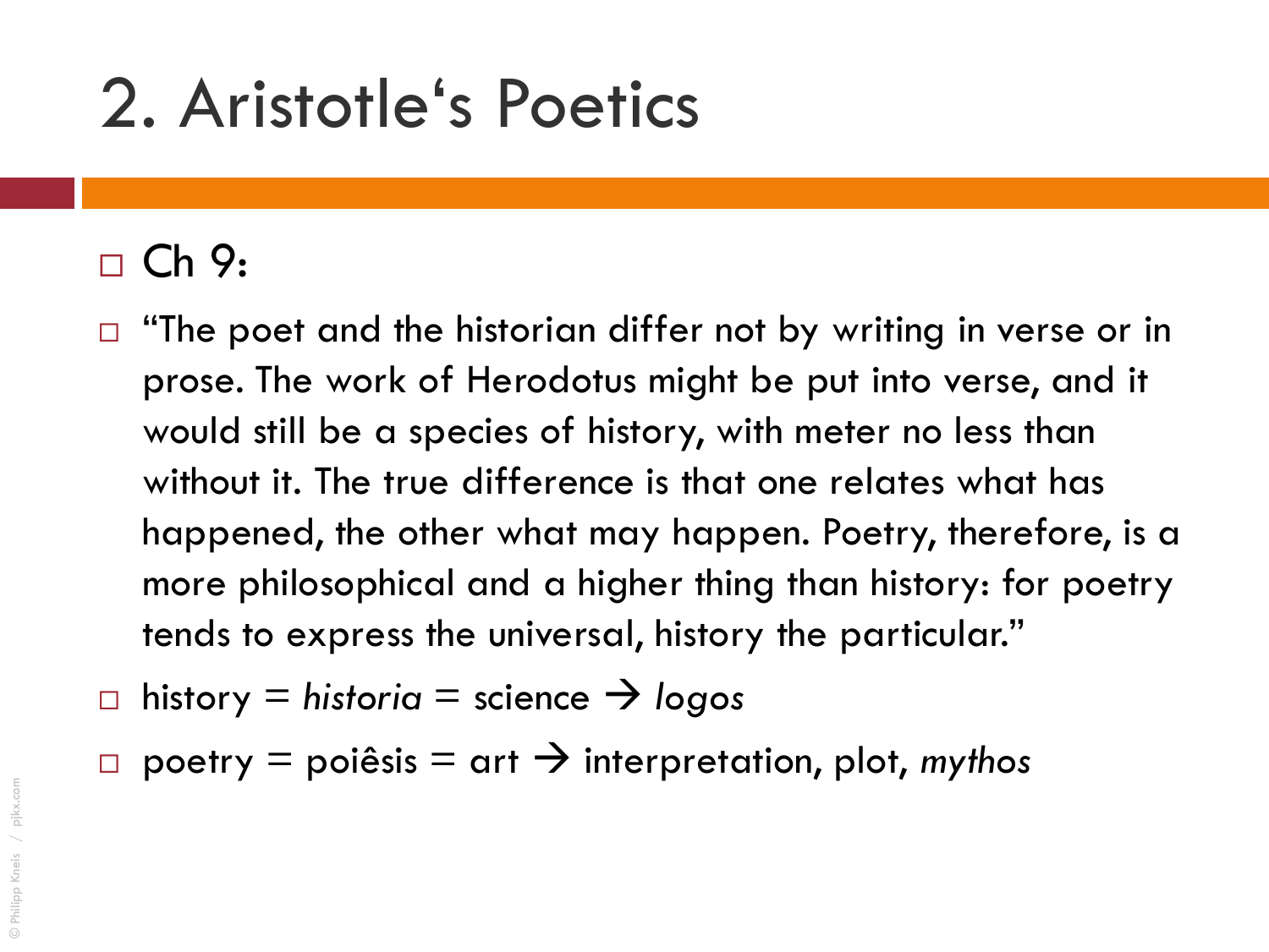# 2. Aristotle's Poetics

- Ch 9:
- "The poet and the historian differ not by writing in verse or in prose. The work of Herodotus might be put into verse, and it would still be a species of history, with meter no less than without it. The true difference is that one relates what has happened, the other what may happen. Poetry, therefore, is a more philosophical and a higher thing than history: for poetry tends to express the universal, history the particular."
- history = *historia* = science → *logos*
- poetry = poiêsis = art → interpretation, plot, *mythos*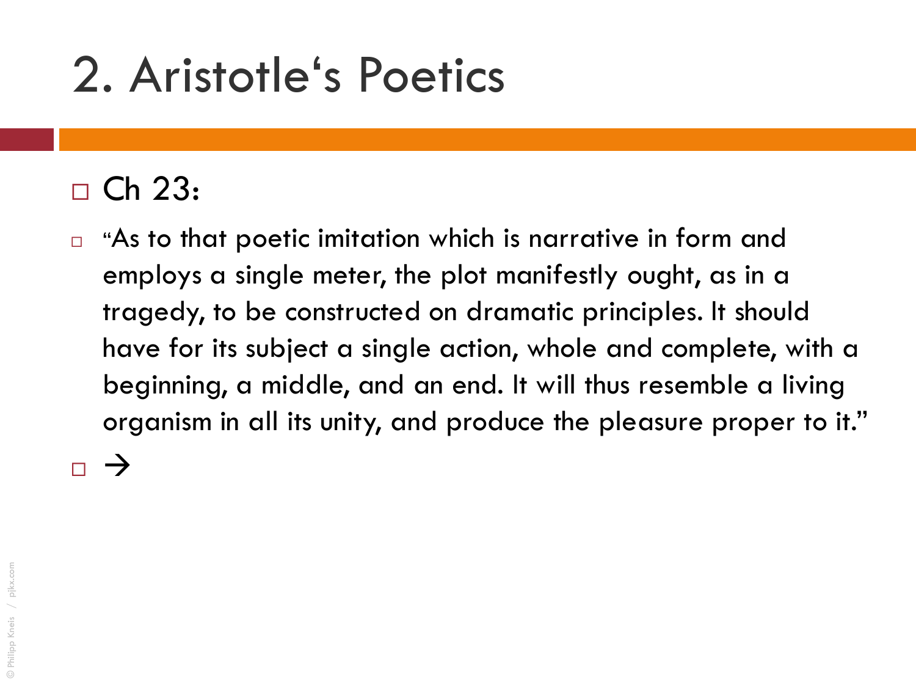# 2. Aristotle's Poetics

- Ch 23:
  - "As to that poetic imitation which is narrative in form and employs a single meter, the plot manifestly ought, as in a tragedy, to be constructed on dramatic principles. It should have for its subject a single action, whole and complete, with a beginning, a middle, and an end. It will thus resemble a living organism in all its unity, and produce the pleasure proper to it."
- →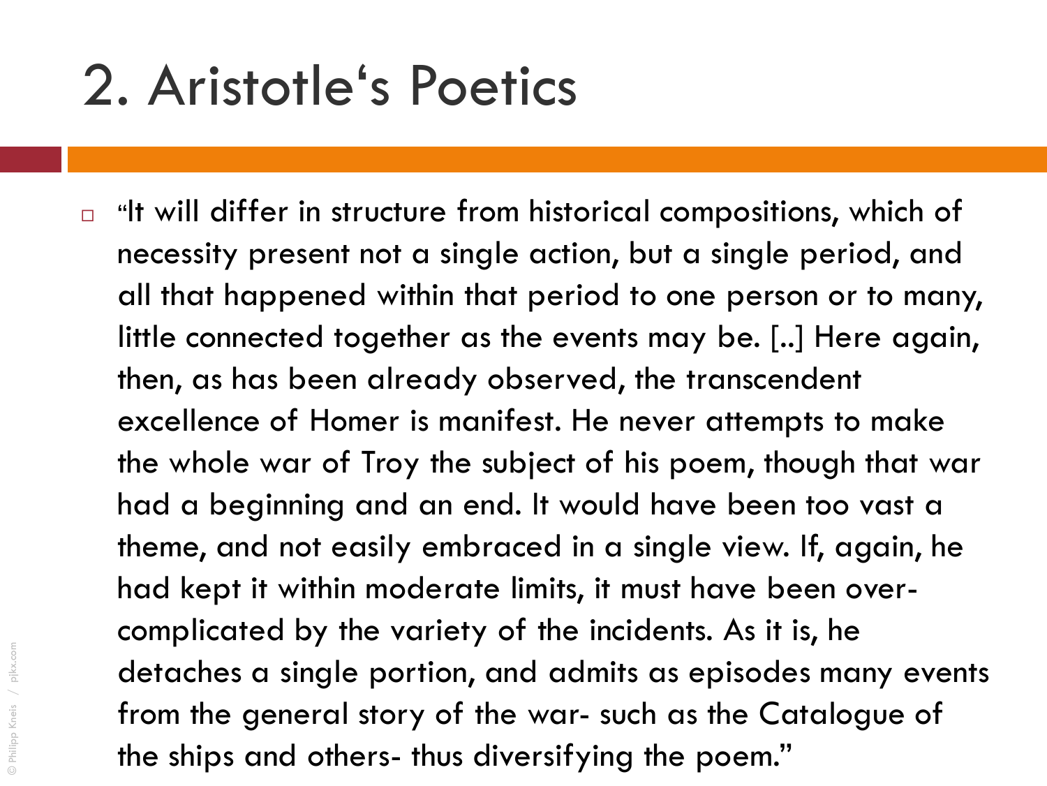# 2. Aristotle‘s Poetics

- “It will differ in structure from historical compositions, which of necessity present not a single action, but a single period, and all that happened within that period to one person or to many, little connected together as the events may be. [..] Here again, then, as has been already observed, the transcendent excellence of Homer is manifest. He never attempts to make the whole war of Troy the subject of his poem, though that war had a beginning and an end. It would have been too vast a theme, and not easily embraced in a single view. If, again, he had kept it within moderate limits, it must have been over-complicated by the variety of the incidents. As it is, he detaches a single portion, and admits as episodes many events from the general story of the war- such as the Catalogue of the ships and others- thus diversifying the poem.”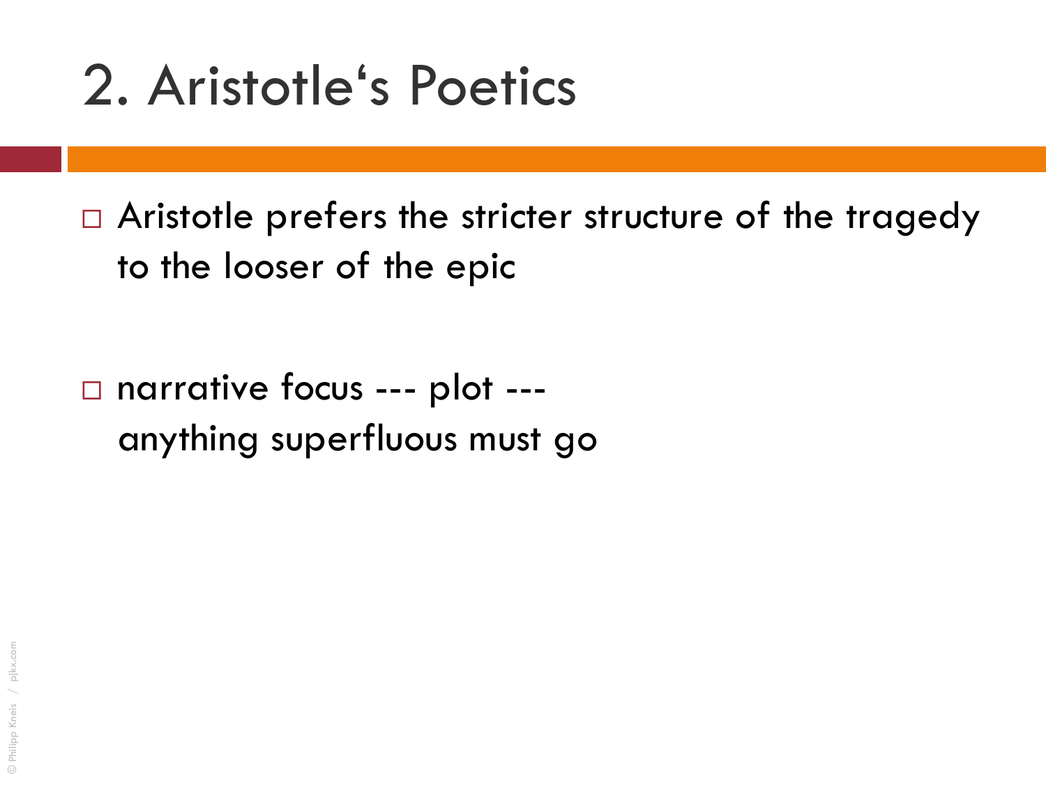# 2. Aristotle's Poetics

- Aristotle prefers the stricter structure of the tragedy to the looser of the epic

- narrative focus --- plot ---
  anything superfluous must go